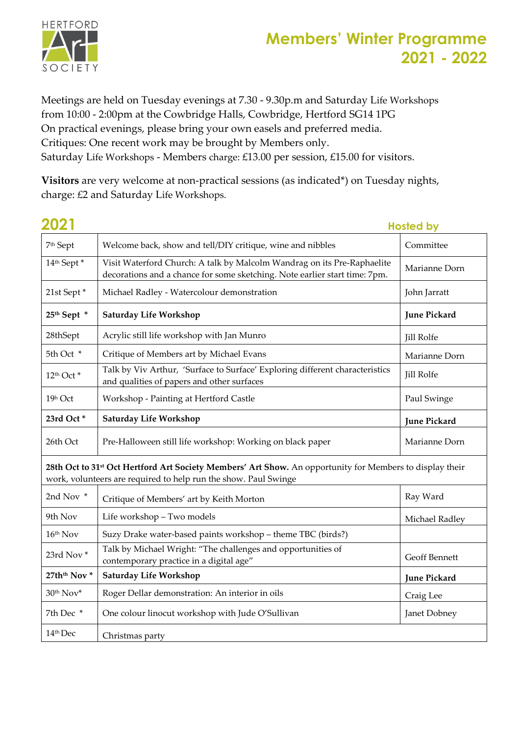# Members' Winter Programme 2021 - 2022

Meetings are held on Tuesday evenings at 7.30 - 9.30p.m and Saturday Life Workshops from 10:00 - 2:00pm at the Cowbridge Halls, Cowbridge, Hertford SG14 1PG
On practical evenings, please bring your own easels and preferred media.
Critiques: One recent work may be brought by Members only.
Saturday Life Workshops - Members charge: £13.00 per session, £15.00 for visitors.

**Visitors** are very welcome at non-practical sessions (as indicated*) on Tuesday nights, charge: £2 and Saturday Life Workshops.

## 2021

| Date | Event | Hosted by |
|---|---|---|
| 7th Sept | Welcome back, show and tell/DIY critique, wine and nibbles | Committee |
| 14th Sept * | Visit Waterford Church: A talk by Malcolm Wandrag on its Pre-Raphaelite decorations and a chance for some sketching. Note earlier start time: 7pm. | Marianne Dorn |
| 21st Sept * | Michael Radley - Watercolour demonstration | John Jarratt |
| **25th Sept \*** | **Saturday Life Workshop** | **June Pickard** |
| 28thSept | Acrylic still life workshop with Jan Munro | Jill Rolfe |
| 5th Oct * | Critique of Members art by Michael Evans | Marianne Dorn |
| 12th Oct * | Talk by Viv Arthur, 'Surface to Surface' Exploring different characteristics and qualities of papers and other surfaces | Jill Rolfe |
| 19h Oct | Workshop - Painting at Hertford Castle | Paul Swinge |
| **23rd Oct \*** | **Saturday Life Workshop** | **June Pickard** |
| 26th Oct | Pre-Halloween still life workshop: Working on black paper | Marianne Dorn |
| **28th Oct to 31st Oct Hertford Art Society Members' Art Show.** An opportunity for Members to display their work, volunteers are required to help run the show. Paul Swinge | | |
| 2nd Nov * | Critique of Members' art by Keith Morton | Ray Ward |
| 9th Nov | Life workshop – Two models | Michael Radley |
| 16th Nov | Suzy Drake water-based paints workshop – theme TBC (birds?) | |
| 23rd Nov * | Talk by Michael Wright: "The challenges and opportunities of contemporary practice in a digital age" | Geoff Bennett |
| **27thth Nov \*** | **Saturday Life Workshop** | **June Pickard** |
| 30th Nov* | Roger Dellar demonstration: An interior in oils | Craig Lee |
| 7th Dec * | One colour linocut workshop with Jude O'Sullivan | Janet Dobney |
| 14th Dec | Christmas party | |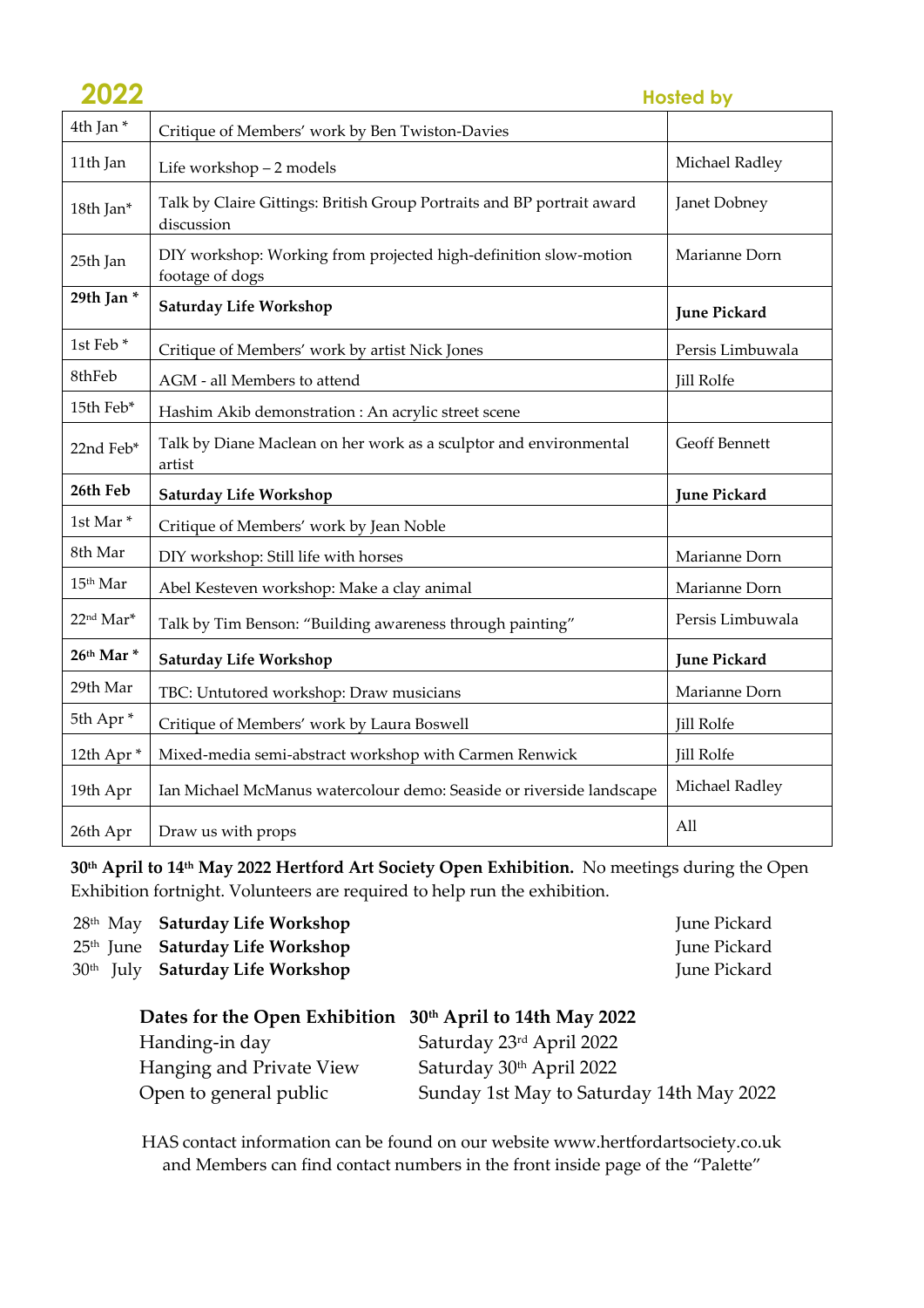## 2022

| | | Hosted by |
|---|---|---|
| 4th Jan * | Critique of Members' work by Ben Twiston-Davies | |
| 11th Jan | Life workshop – 2 models | Michael Radley |
| 18th Jan* | Talk by Claire Gittings: British Group Portraits and BP portrait award discussion | Janet Dobney |
| 25th Jan | DIY workshop: Working from projected high-definition slow-motion footage of dogs | Marianne Dorn |
| **29th Jan *** | **Saturday Life Workshop** | **June Pickard** |
| 1st Feb * | Critique of Members' work by artist Nick Jones | Persis Limbuwala |
| 8thFeb | AGM - all Members to attend | Jill Rolfe |
| 15th Feb* | Hashim Akib demonstration : An acrylic street scene | |
| 22nd Feb* | Talk by Diane Maclean on her work as a sculptor and environmental artist | Geoff Bennett |
| **26th Feb** | **Saturday Life Workshop** | **June Pickard** |
| 1st Mar * | Critique of Members' work by Jean Noble | |
| 8th Mar | DIY workshop: Still life with horses | Marianne Dorn |
| 15th Mar | Abel Kesteven workshop: Make a clay animal | Marianne Dorn |
| 22nd Mar* | Talk by Tim Benson: "Building awareness through painting" | Persis Limbuwala |
| **26th Mar *** | **Saturday Life Workshop** | **June Pickard** |
| 29th Mar | TBC: Untutored workshop: Draw musicians | Marianne Dorn |
| 5th Apr * | Critique of Members' work by Laura Boswell | Jill Rolfe |
| 12th Apr * | Mixed-media semi-abstract workshop with Carmen Renwick | Jill Rolfe |
| 19th Apr | Ian Michael McManus watercolour demo: Seaside or riverside landscape | Michael Radley |
| 26th Apr | Draw us with props | All |

**30th April to 14th May 2022 Hertford Art Society Open Exhibition.** No meetings during the Open Exhibition fortnight. Volunteers are required to help run the exhibition.

| | | |
|---|---|---|
| 28th May | **Saturday Life Workshop** | June Pickard |
| 25th June | **Saturday Life Workshop** | June Pickard |
| 30th July | **Saturday Life Workshop** | June Pickard |

| | |
|---|---|
| **Dates for the Open Exhibition** | **30th April to 14th May 2022** |
| Handing-in day | Saturday 23rd April 2022 |
| Hanging and Private View | Saturday 30th April 2022 |
| Open to general public | Sunday 1st May to Saturday 14th May 2022 |

HAS contact information can be found on our website www.hertfordartsociety.co.uk and Members can find contact numbers in the front inside page of the "Palette"